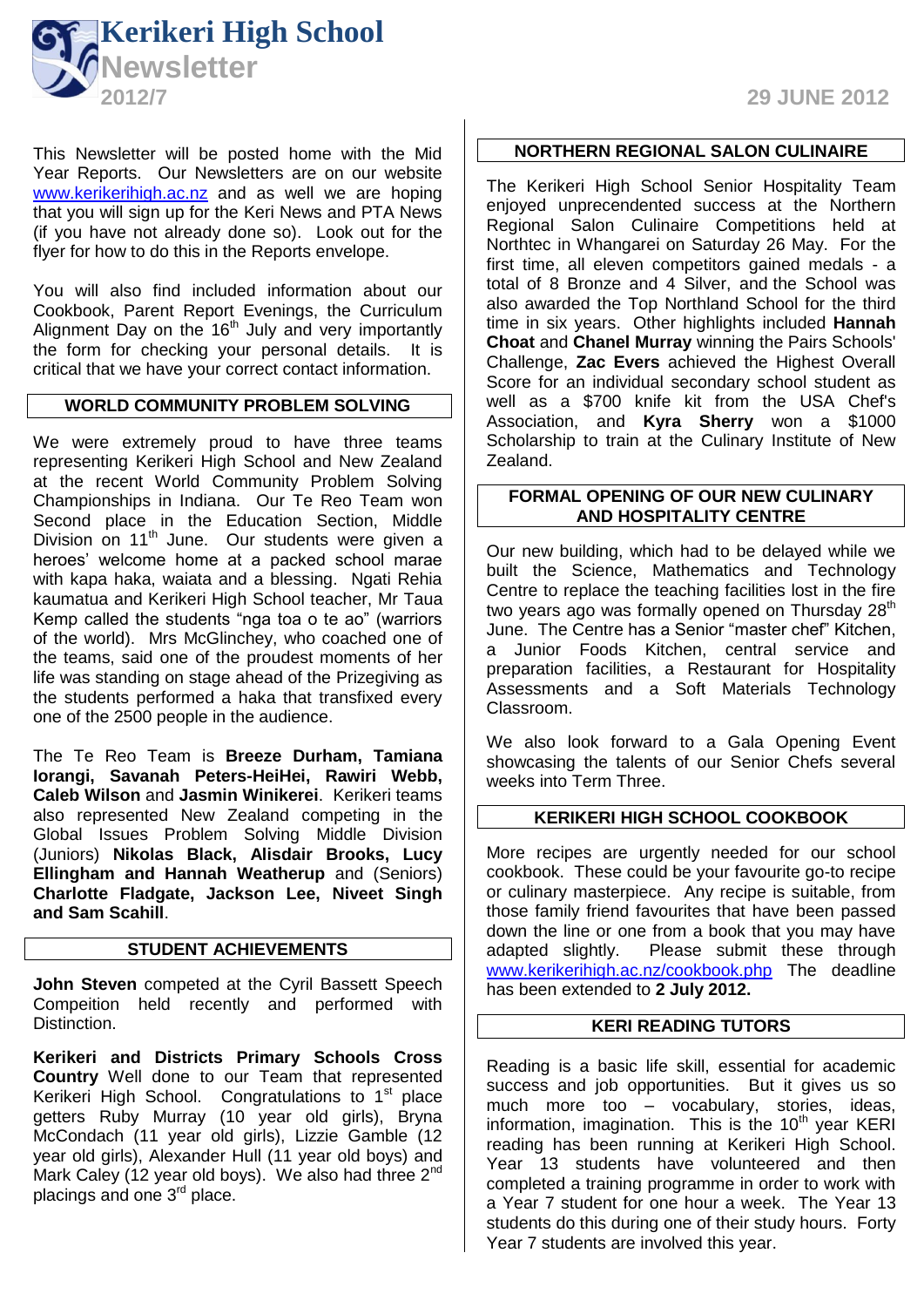# Kerikeri High School Newsletter

**2012/7**

**29 JUNE 2012**

This Newsletter will be posted home with the Mid Year Reports. Our Newsletters are on our website www.kerikerihigh.ac.nz and as well we are hoping that you will sign up for the Keri News and PTA News (if you have not already done so). Look out for the flyer for how to do this in the Reports envelope.

You will also find included information about our Cookbook, Parent Report Evenings, the Curriculum Alignment Day on the 16th July and very importantly the form for checking your personal details. It is critical that we have your correct contact information.

## WORLD COMMUNITY PROBLEM SOLVING

We were extremely proud to have three teams representing Kerikeri High School and New Zealand at the recent World Community Problem Solving Championships in Indiana. Our Te Reo Team won Second place in the Education Section, Middle Division on 11th June. Our students were given a heroes' welcome home at a packed school marae with kapa haka, waiata and a blessing. Ngati Rehia kaumatua and Kerikeri High School teacher, Mr Taua Kemp called the students "nga toa o te ao" (warriors of the world). Mrs McGlinchey, who coached one of the teams, said one of the proudest moments of her life was standing on stage ahead of the Prizegiving as the students performed a haka that transfixed every one of the 2500 people in the audience.

The Te Reo Team is **Breeze Durham, Tamiana Iorangi, Savanah Peters-HeiHei, Rawiri Webb, Caleb Wilson** and **Jasmin Winikerei**. Kerikeri teams also represented New Zealand competing in the Global Issues Problem Solving Middle Division (Juniors) **Nikolas Black, Alisdair Brooks, Lucy Ellingham and Hannah Weatherup** and (Seniors) **Charlotte Fladgate, Jackson Lee, Niveet Singh and Sam Scahill**.

## STUDENT ACHIEVEMENTS

**John Steven** competed at the Cyril Bassett Speech Compeition held recently and performed with Distinction.

**Kerikeri and Districts Primary Schools Cross Country** Well done to our Team that represented Kerikeri High School. Congratulations to 1st place getters Ruby Murray (10 year old girls), Bryna McCondach (11 year old girls), Lizzie Gamble (12 year old girls), Alexander Hull (11 year old boys) and Mark Caley (12 year old boys). We also had three 2nd placings and one 3rd place.

## NORTHERN REGIONAL SALON CULINAIRE

The Kerikeri High School Senior Hospitality Team enjoyed unprecendented success at the Northern Regional Salon Culinaire Competitions held at Northtec in Whangarei on Saturday 26 May. For the first time, all eleven competitors gained medals - a total of 8 Bronze and 4 Silver, and the School was also awarded the Top Northland School for the third time in six years. Other highlights included **Hannah Choat** and **Chanel Murray** winning the Pairs Schools' Challenge, **Zac Evers** achieved the Highest Overall Score for an individual secondary school student as well as a $700 knife kit from the USA Chef's Association, and **Kyra Sherry** won a $1000 Scholarship to train at the Culinary Institute of New Zealand.

## FORMAL OPENING OF OUR NEW CULINARY AND HOSPITALITY CENTRE

Our new building, which had to be delayed while we built the Science, Mathematics and Technology Centre to replace the teaching facilities lost in the fire two years ago was formally opened on Thursday 28th June. The Centre has a Senior "master chef" Kitchen, a Junior Foods Kitchen, central service and preparation facilities, a Restaurant for Hospitality Assessments and a Soft Materials Technology Classroom.

We also look forward to a Gala Opening Event showcasing the talents of our Senior Chefs several weeks into Term Three.

## KERIKERI HIGH SCHOOL COOKBOOK

More recipes are urgently needed for our school cookbook. These could be your favourite go-to recipe or culinary masterpiece. Any recipe is suitable, from those family friend favourites that have been passed down the line or one from a book that you may have adapted slightly. Please submit these through www.kerikerihigh.ac.nz/cookbook.php The deadline has been extended to **2 July 2012.**

## KERI READING TUTORS

Reading is a basic life skill, essential for academic success and job opportunities. But it gives us so much more too – vocabulary, stories, ideas, information, imagination. This is the 10th year KERI reading has been running at Kerikeri High School. Year 13 students have volunteered and then completed a training programme in order to work with a Year 7 student for one hour a week. The Year 13 students do this during one of their study hours. Forty Year 7 students are involved this year.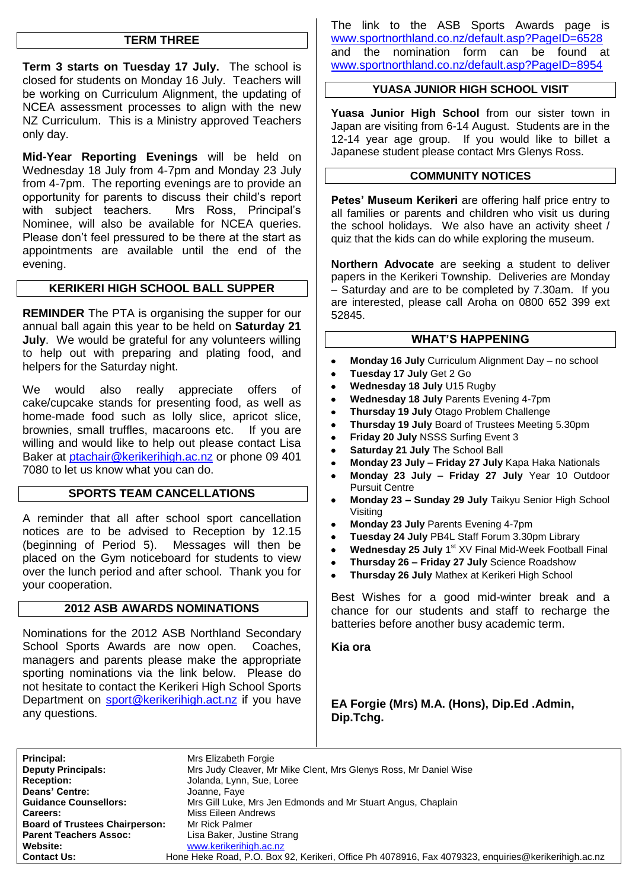## TERM THREE

**Term 3 starts on Tuesday 17 July.** The school is closed for students on Monday 16 July. Teachers will be working on Curriculum Alignment, the updating of NCEA assessment processes to align with the new NZ Curriculum. This is a Ministry approved Teachers only day.

**Mid-Year Reporting Evenings** will be held on Wednesday 18 July from 4-7pm and Monday 23 July from 4-7pm. The reporting evenings are to provide an opportunity for parents to discuss their child's report with subject teachers. Mrs Ross, Principal's Nominee, will also be available for NCEA queries. Please don't feel pressured to be there at the start as appointments are available until the end of the evening.

## KERIKERI HIGH SCHOOL BALL SUPPER

**REMINDER** The PTA is organising the supper for our annual ball again this year to be held on **Saturday 21 July**. We would be grateful for any volunteers willing to help out with preparing and plating food, and helpers for the Saturday night.

We would also really appreciate offers of cake/cupcake stands for presenting food, as well as home-made food such as lolly slice, apricot slice, brownies, small truffles, macaroons etc. If you are willing and would like to help out please contact Lisa Baker at ptachair@kerikerihigh.ac.nz or phone 09 401 7080 to let us know what you can do.

## SPORTS TEAM CANCELLATIONS

A reminder that all after school sport cancellation notices are to be advised to Reception by 12.15 (beginning of Period 5). Messages will then be placed on the Gym noticeboard for students to view over the lunch period and after school. Thank you for your cooperation.

## 2012 ASB AWARDS NOMINATIONS

Nominations for the 2012 ASB Northland Secondary School Sports Awards are now open. Coaches, managers and parents please make the appropriate sporting nominations via the link below. Please do not hesitate to contact the Kerikeri High School Sports Department on sport@kerikerihigh.act.nz if you have any questions.

The link to the ASB Sports Awards page is www.sportnorthland.co.nz/default.asp?PageID=6528 and the nomination form can be found at www.sportnorthland.co.nz/default.asp?PageID=8954

## YUASA JUNIOR HIGH SCHOOL VISIT

**Yuasa Junior High School** from our sister town in Japan are visiting from 6-14 August. Students are in the 12-14 year age group. If you would like to billet a Japanese student please contact Mrs Glenys Ross.

## COMMUNITY NOTICES

**Petes' Museum Kerikeri** are offering half price entry to all families or parents and children who visit us during the school holidays. We also have an activity sheet / quiz that the kids can do while exploring the museum.

**Northern Advocate** are seeking a student to deliver papers in the Kerikeri Township. Deliveries are Monday – Saturday and are to be completed by 7.30am. If you are interested, please call Aroha on 0800 652 399 ext 52845.

## WHAT'S HAPPENING

- **Monday 16 July** Curriculum Alignment Day – no school
- **Tuesday 17 July** Get 2 Go
- **Wednesday 18 July** U15 Rugby
- **Wednesday 18 July** Parents Evening 4-7pm
- **Thursday 19 July** Otago Problem Challenge
- **Thursday 19 July** Board of Trustees Meeting 5.30pm
- **Friday 20 July** NSSS Surfing Event 3
- **Saturday 21 July** The School Ball
- **Monday 23 July – Friday 27 July** Kapa Haka Nationals
- **Monday 23 July – Friday 27 July** Year 10 Outdoor Pursuit Centre
- **Monday 23 – Sunday 29 July** Taikyu Senior High School Visiting
- **Monday 23 July** Parents Evening 4-7pm
- **Tuesday 24 July** PB4L Staff Forum 3.30pm Library
- **Wednesday 25 July** 1st XV Final Mid-Week Football Final
- **Thursday 26 – Friday 27 July** Science Roadshow
- **Thursday 26 July** Mathex at Kerikeri High School

Best Wishes for a good mid-winter break and a chance for our students and staff to recharge the batteries before another busy academic term.

**Kia ora**

**EA Forgie (Mrs) M.A. (Hons), Dip.Ed .Admin, Dip.Tchg.**

| | |
|---|---|
| **Principal:** | Mrs Elizabeth Forgie |
| **Deputy Principals:** | Mrs Judy Cleaver, Mr Mike Clent, Mrs Glenys Ross, Mr Daniel Wise |
| **Reception:** | Jolanda, Lynn, Sue, Loree |
| **Deans' Centre:** | Joanne, Faye |
| **Guidance Counsellors:** | Mrs Gill Luke, Mrs Jen Edmonds and Mr Stuart Angus, Chaplain |
| **Careers:** | Miss Eileen Andrews |
| **Board of Trustees Chairperson:** | Mr Rick Palmer |
| **Parent Teachers Assoc:** | Lisa Baker, Justine Strang |
| **Website:** | www.kerikerihigh.ac.nz |
| **Contact Us:** | Hone Heke Road, P.O. Box 92, Kerikeri, Office Ph 4078916, Fax 4079323, enquiries@kerikerihigh.ac.nz |